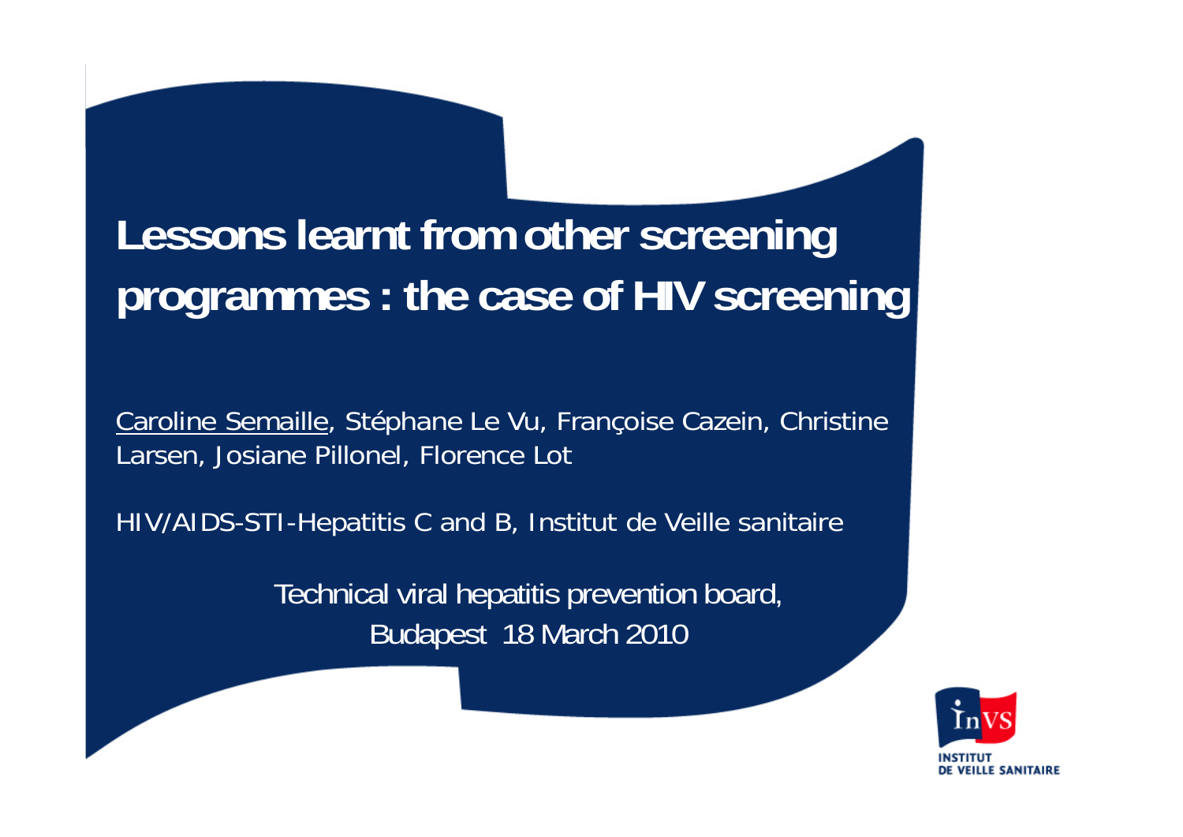# Lessons learnt from other screening programmes : the case of HIV screening

Caroline Semaille, Stéphane Le Vu, Françoise Cazein, Christine Larsen, Josiane Pillonel, Florence Lot

HIV/AIDS-STI-Hepatitis C and B, Institut de Veille sanitaire

Technical viral hepatitis prevention board,
Budapest 18 March 2010

InVS
INSTITUT DE VEILLE SANITAIRE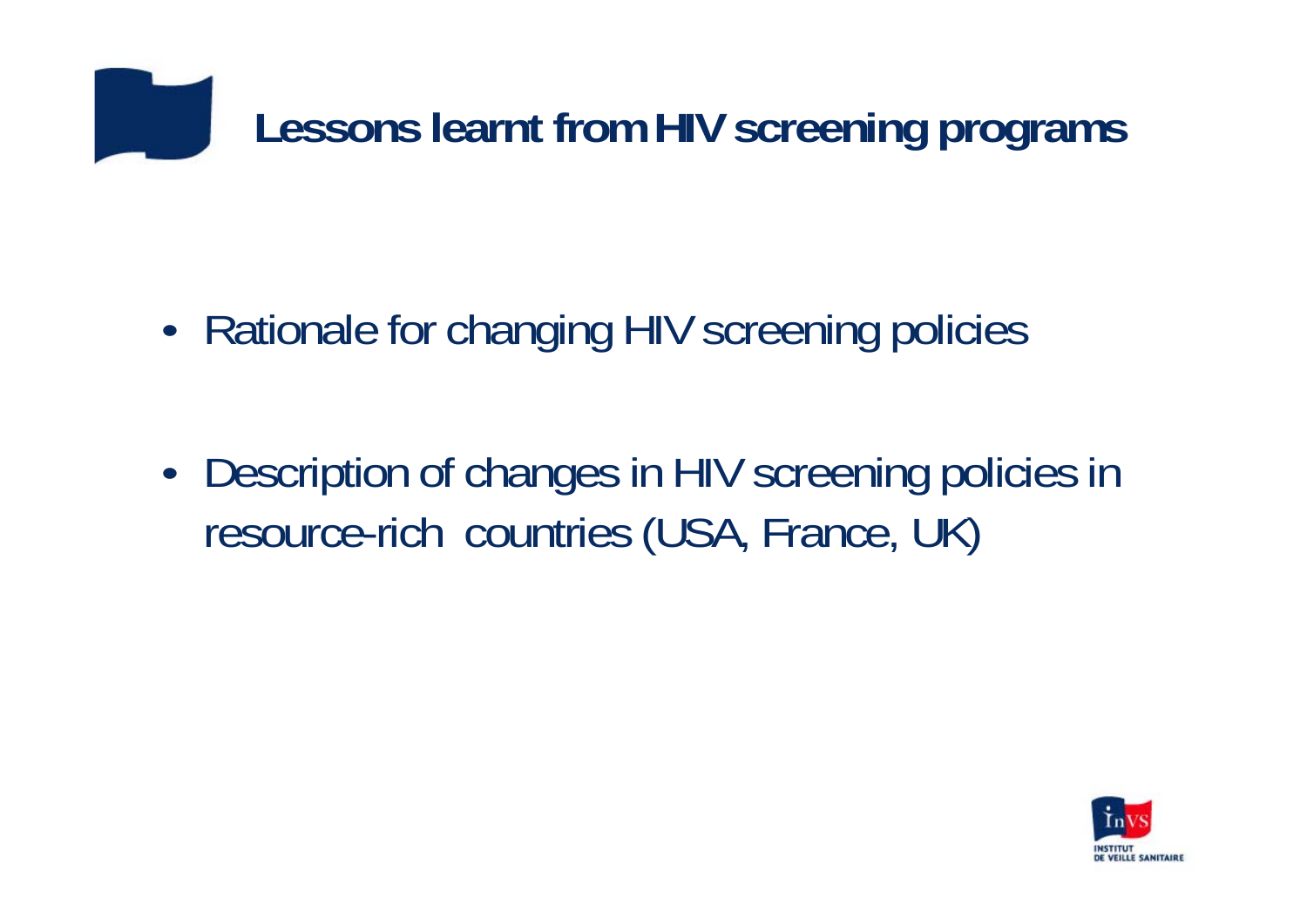# Lessons learnt from HIV screening programs

- Rationale for changing HIV screening policies
- Description of changes in HIV screening policies in resource-rich countries (USA, France, UK)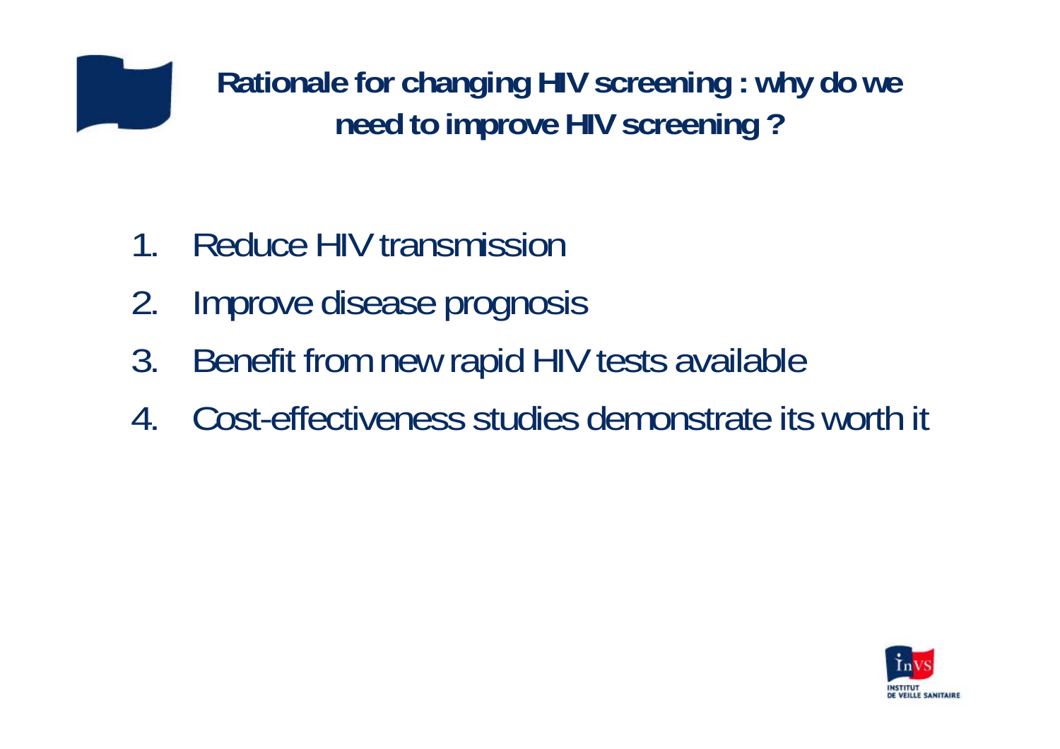# Rationale for changing HIV screening : why do we need to improve HIV screening ?

1. Reduce HIV transmission
2. Improve disease prognosis
3. Benefit from new rapid HIV tests available
4. Cost-effectiveness studies demonstrate its worth it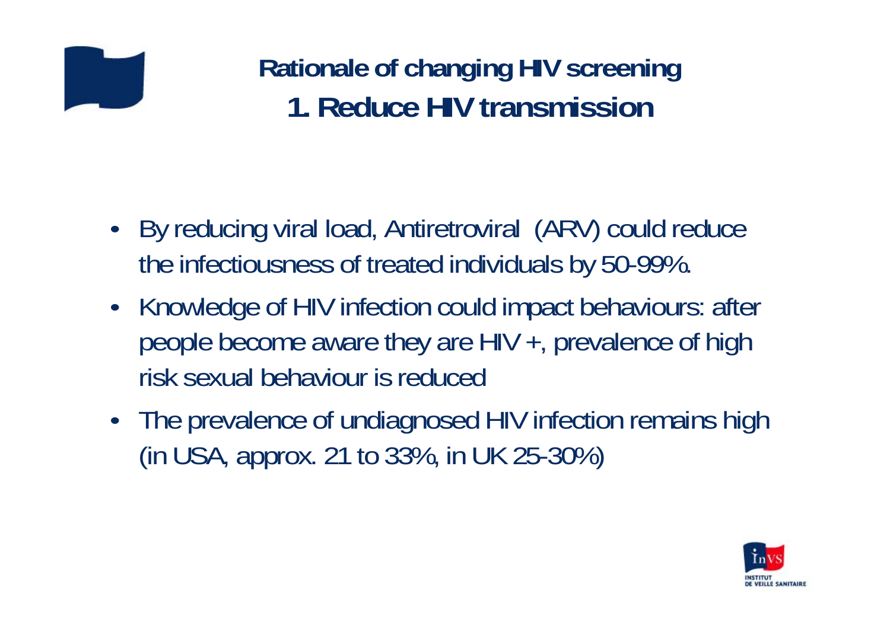## Rationale of changing HIV screening
## 1. Reduce HIV transmission

- By reducing viral load, Antiretroviral (ARV) could reduce the infectiousness of treated individuals by 50-99%.
- Knowledge of HIV infection could impact behaviours: after people become aware they are HIV +, prevalence of high risk sexual behaviour is reduced
- The prevalence of undiagnosed HIV infection remains high (in USA, approx. 21 to 33%, in UK 25-30%)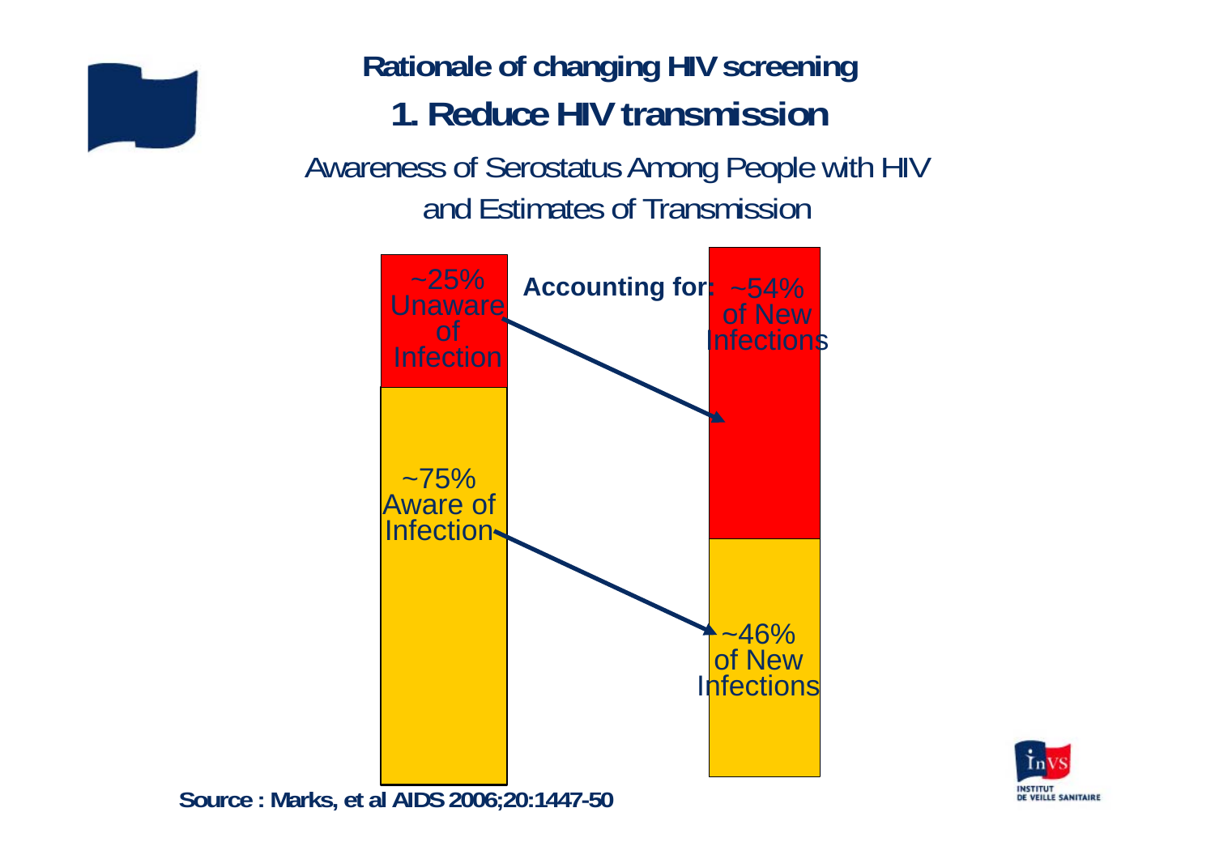## Rationale of changing HIV screening

## 1. Reduce HIV transmission

Awareness of Serostatus Among People with HIV and Estimates of Transmission

~25% Unaware of Infection

**Accounting for:** ~54% of New Infections

~75% Aware of Infection

~46% of New Infections

**Source : Marks, et al AIDS 2006;20:1447-50**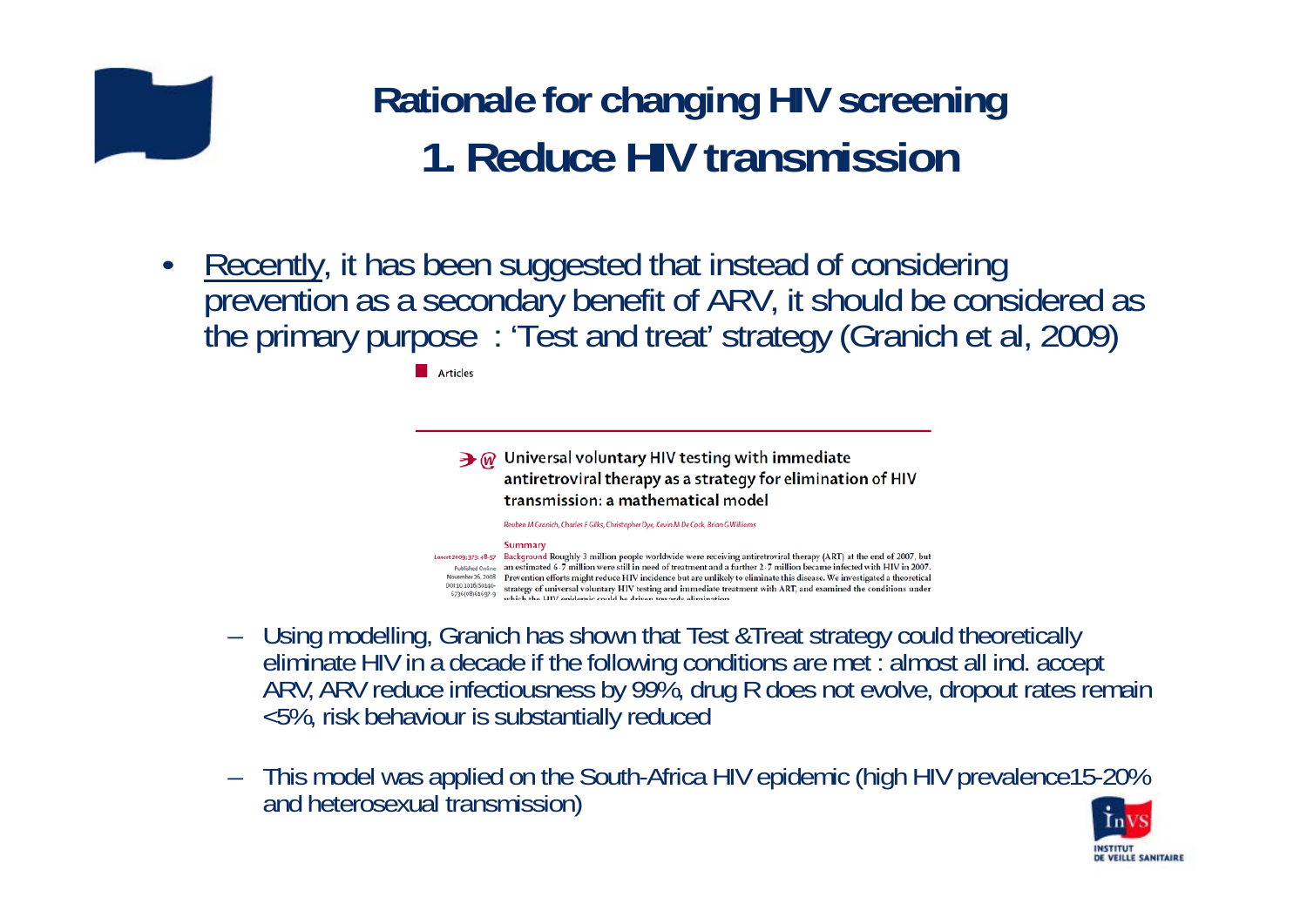# Rationale for changing HIV screening
## 1. Reduce HIV transmission

- Recently, it has been suggested that instead of considering prevention as a secondary benefit of ARV, it should be considered as the primary purpose : 'Test and treat' strategy (Granich et al, 2009)

Articles

**Universal voluntary HIV testing with immediate antiretroviral therapy as a strategy for elimination of HIV transmission: a mathematical model**

*Reuben M Granich, Charles F Gilks, Christopher Dye, Kevin M De Cock, Brian G Williams*

Lancet 2009; 373: 48–57

Published Online November 26, 2008 DOI:10.1016/S0140-6736(08)61697-9

**Summary**

**Background** Roughly 3 million people worldwide were receiving antiretroviral therapy (ART) at the end of 2007, but an estimated 6·7 million were still in need of treatment and a further 2·7 million became infected with HIV in 2007. Prevention efforts might reduce HIV incidence but are unlikely to eliminate this disease. We investigated a theoretical strategy of universal voluntary HIV testing and immediate treatment with ART, and examined the conditions under which the HIV epidemic could be driven towards elimination.

  - Using modelling, Granich has shown that Test &Treat strategy could theoretically eliminate HIV in a decade if the following conditions are met : almost all ind. accept ARV, ARV reduce infectiousness by 99%, drug R does not evolve, dropout rates remain <5%, risk behaviour is substantially reduced
  - This model was applied on the South-Africa HIV epidemic (high HIV prevalence15-20% and heterosexual transmission)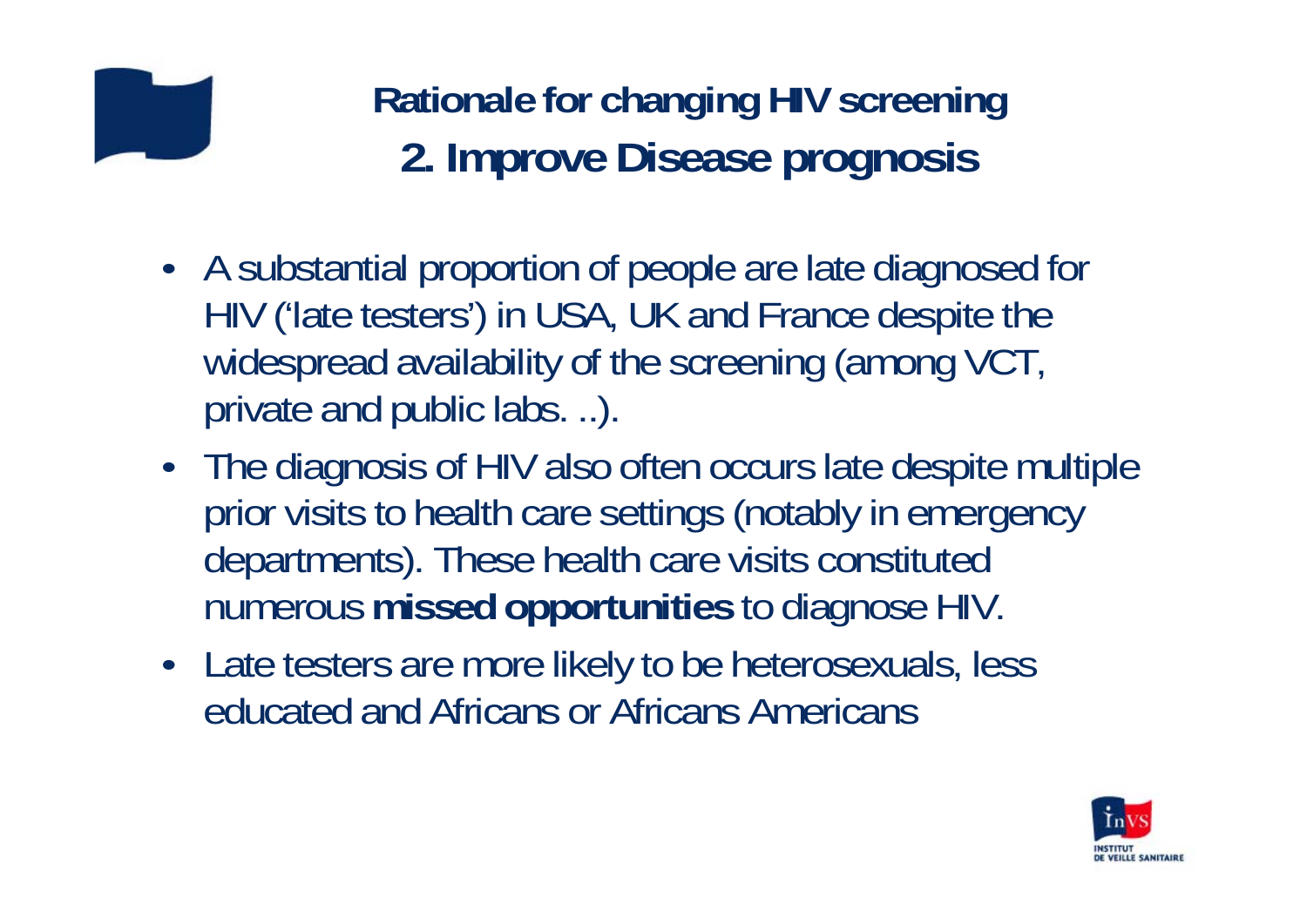# Rationale for changing HIV screening

## 2. Improve Disease prognosis

- A substantial proportion of people are late diagnosed for HIV ('late testers') in USA, UK and France despite the widespread availability of the screening (among VCT, private and public labs. ..).
- The diagnosis of HIV also often occurs late despite multiple prior visits to health care settings (notably in emergency departments). These health care visits constituted numerous **missed opportunities** to diagnose HIV.
- Late testers are more likely to be heterosexuals, less educated and Africans or Africans Americans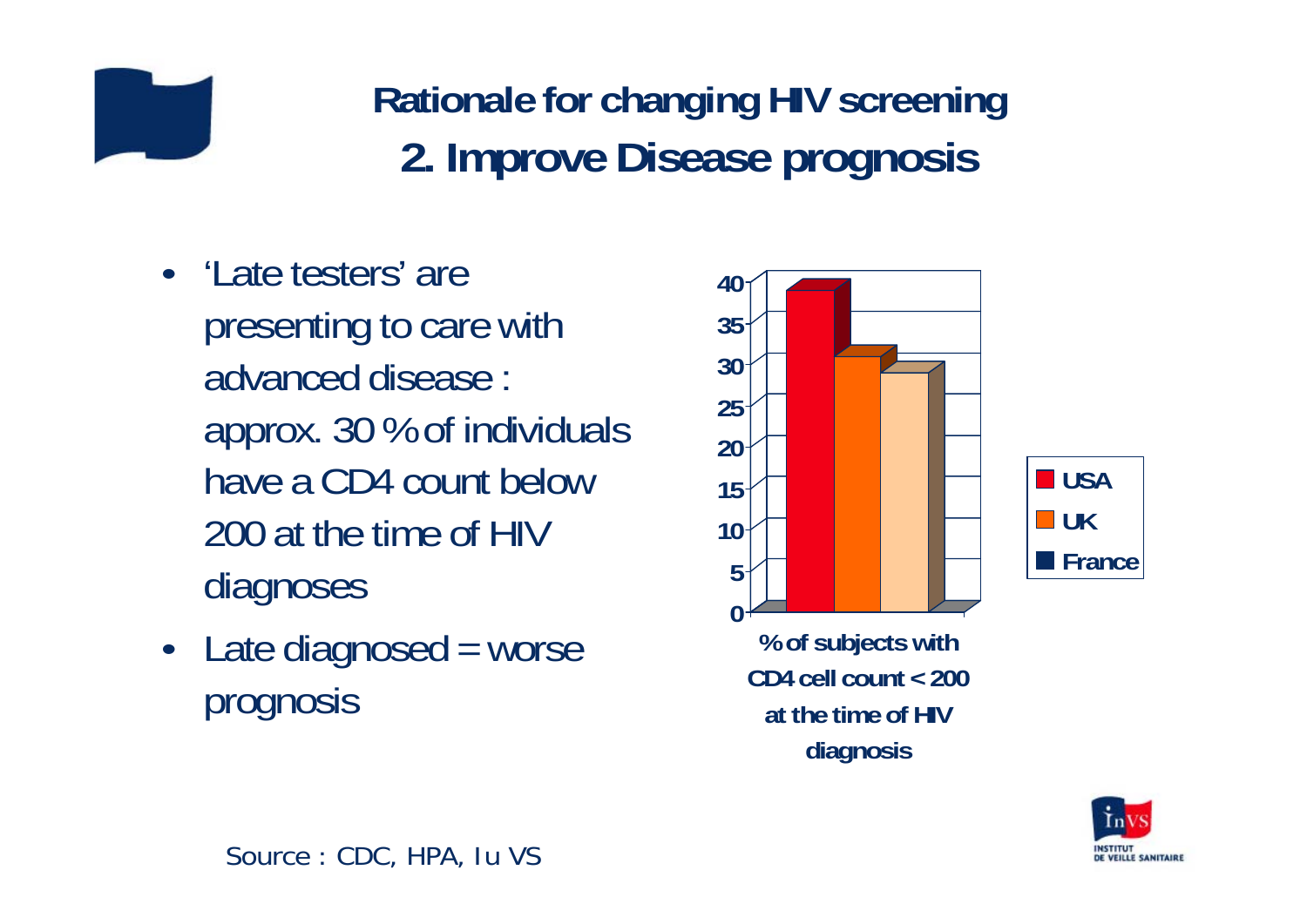# Rationale for changing HIV screening

## 2. Improve Disease prognosis

- 'Late testers' are presenting to care with advanced disease : approx. 30 % of individuals have a CD4 count below 200 at the time of HIV diagnoses
- Late diagnosed = worse prognosis

40
35
30
25
20
15
10
5
0

USA
UK
France

% of subjects with CD4 cell count < 200 at the time of HIV diagnosis

Source : CDC, HPA, InVS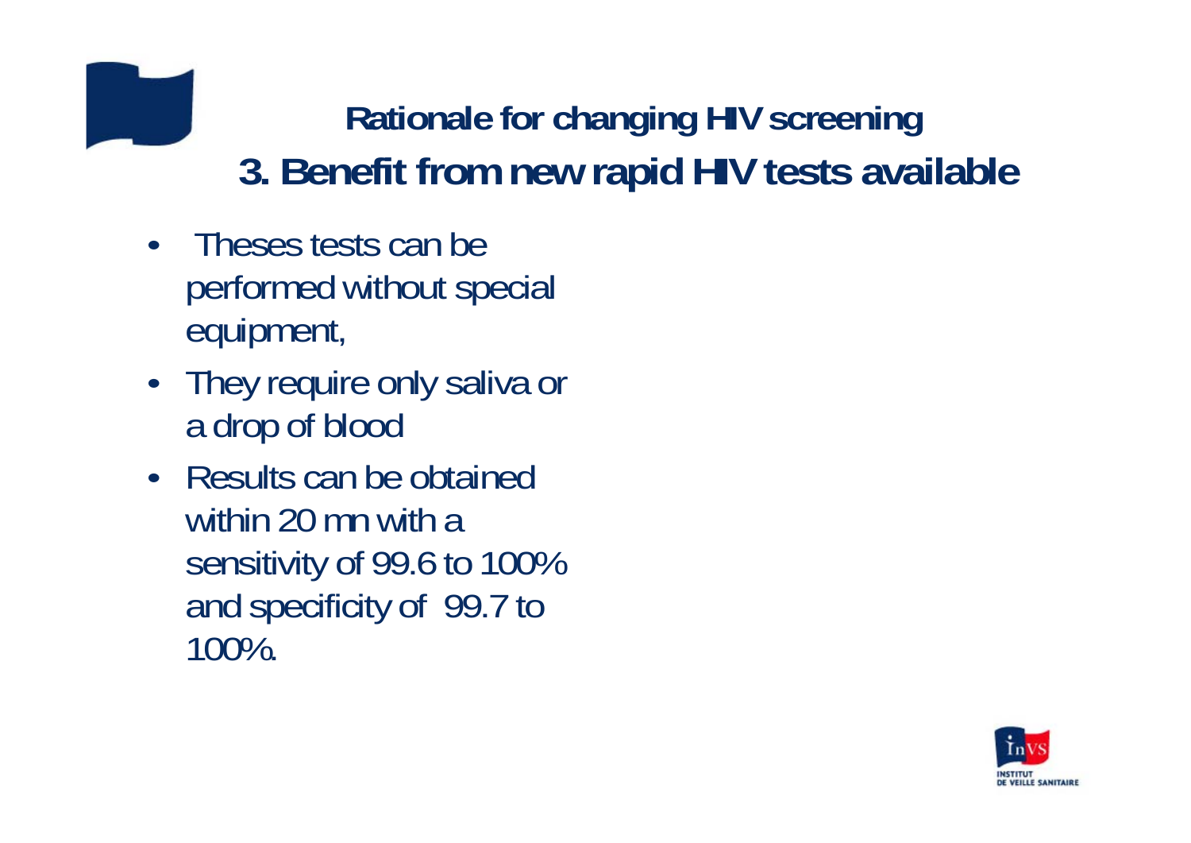## Rationale for changing HIV screening

## 3. Benefit from new rapid HIV tests available

- Theses tests can be performed without special equipment,
- They require only saliva or a drop of blood
- Results can be obtained within 20 mn with a sensitivity of 99.6 to 100% and specificity of 99.7 to 100%.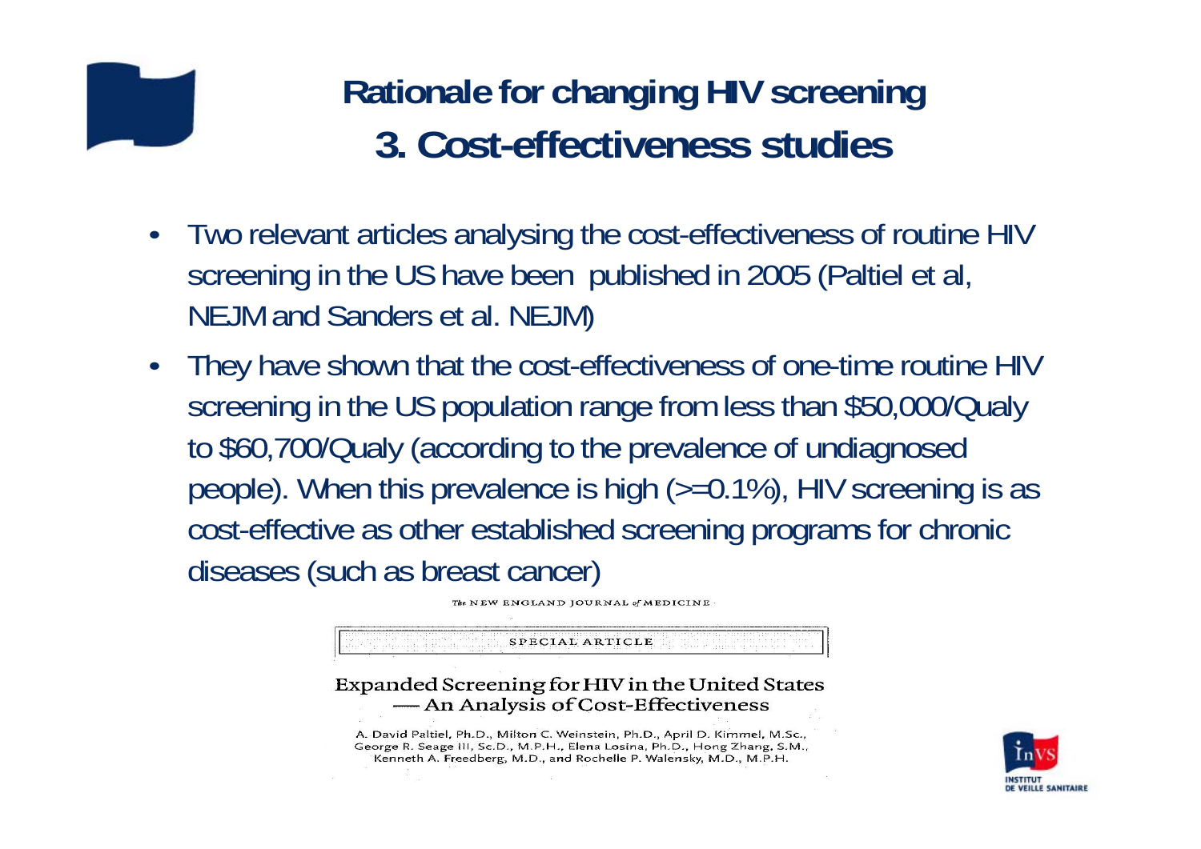# Rationale for changing HIV screening
## 3. Cost-effectiveness studies

- Two relevant articles analysing the cost-effectiveness of routine HIV screening in the US have been published in 2005 (Paltiel et al, NEJM and Sanders et al. NEJM)
- They have shown that the cost-effectiveness of one-time routine HIV screening in the US population range from less than $50,000/Qualy to $60,700/Qualy (according to the prevalence of undiagnosed people). When this prevalence is high (>=0.1%), HIV screening is as cost-effective as other established screening programs for chronic diseases (such as breast cancer)

The NEW ENGLAND JOURNAL of MEDICINE

SPECIAL ARTICLE

Expanded Screening for HIV in the United States — An Analysis of Cost-Effectiveness

A. David Paltiel, Ph.D., Milton C. Weinstein, Ph.D., April D. Kimmel, M.Sc., George R. Seage III, Sc.D., M.P.H., Elena Losina, Ph.D., Hong Zhang, S.M., Kenneth A. Freedberg, M.D., and Rochelle P. Walensky, M.D., M.P.H.

InVS
INSTITUT DE VEILLE SANITAIRE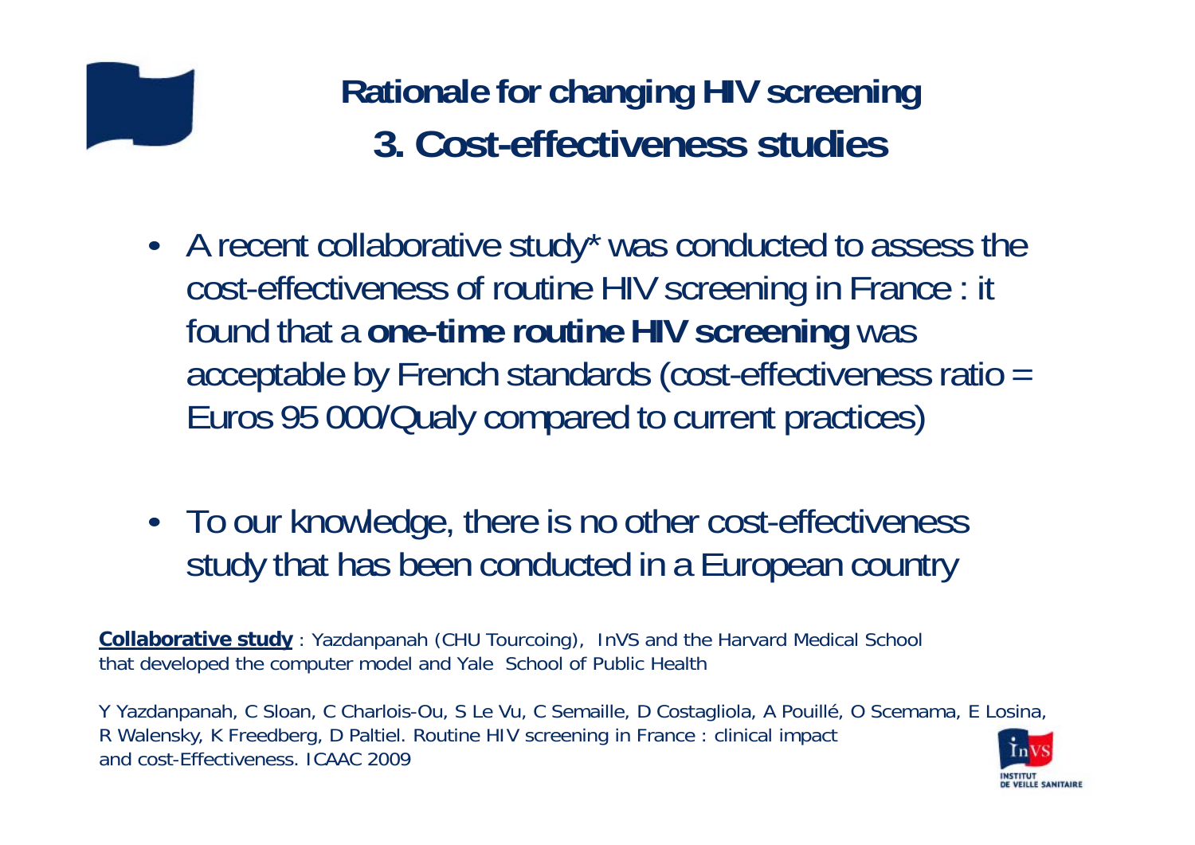# Rationale for changing HIV screening
## 3. Cost-effectiveness studies

- A recent collaborative study* was conducted to assess the cost-effectiveness of routine HIV screening in France : it found that a **one-time routine HIV screening** was acceptable by French standards (cost-effectiveness ratio = Euros 95 000/Qualy compared to current practices)

- To our knowledge, there is no other cost-effectiveness study that has been conducted in a European country

**Collaborative study** : Yazdanpanah (CHU Tourcoing), InVS and the Harvard Medical School that developed the computer model and Yale School of Public Health

Y Yazdanpanah, C Sloan, C Charlois-Ou, S Le Vu, C Semaille, D Costagliola, A Pouillé, O Scemama, E Losina, R Walensky, K Freedberg, D Paltiel. Routine HIV screening in France : clinical impact and cost-Effectiveness. ICAAC 2009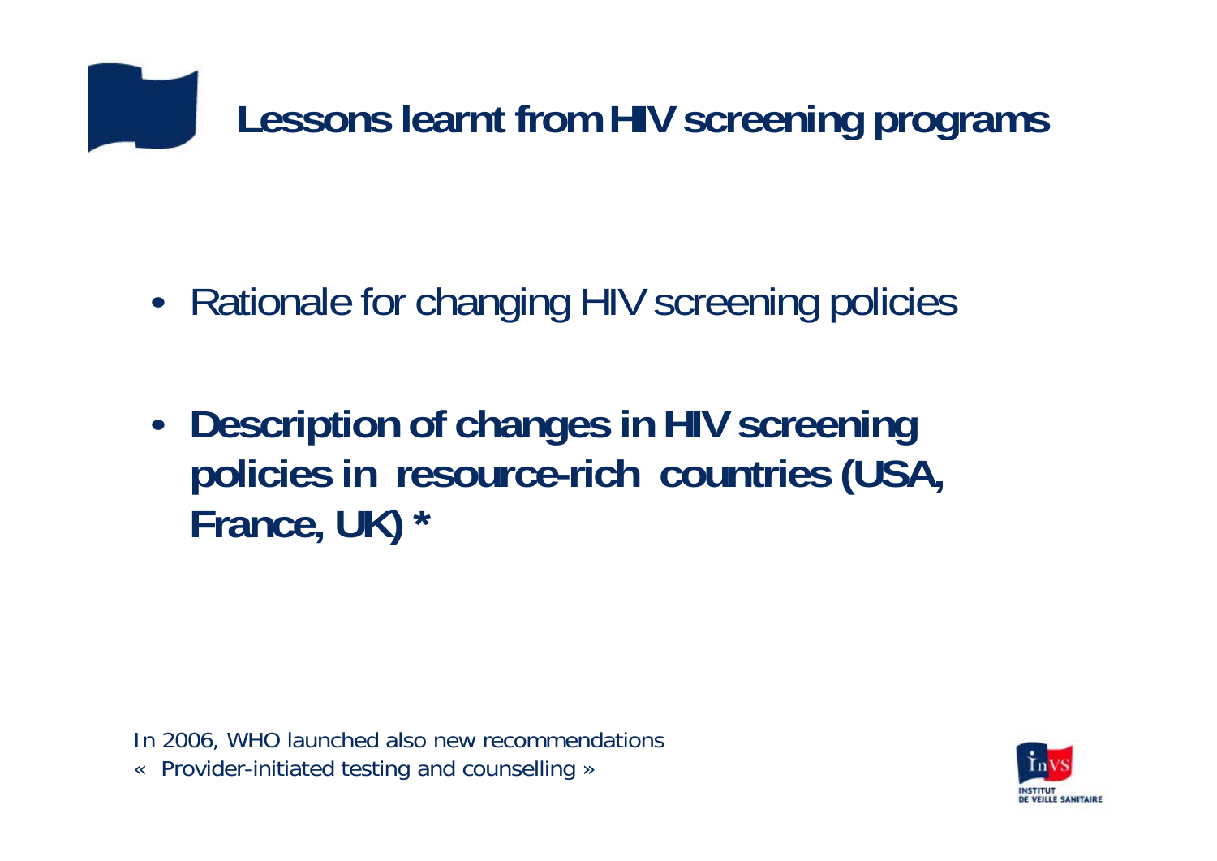# Lessons learnt from HIV screening programs

- Rationale for changing HIV screening policies

- **Description of changes in HIV screening policies in resource-rich countries (USA, France, UK) ***

In 2006, WHO launched also new recommendations
« Provider-initiated testing and counselling »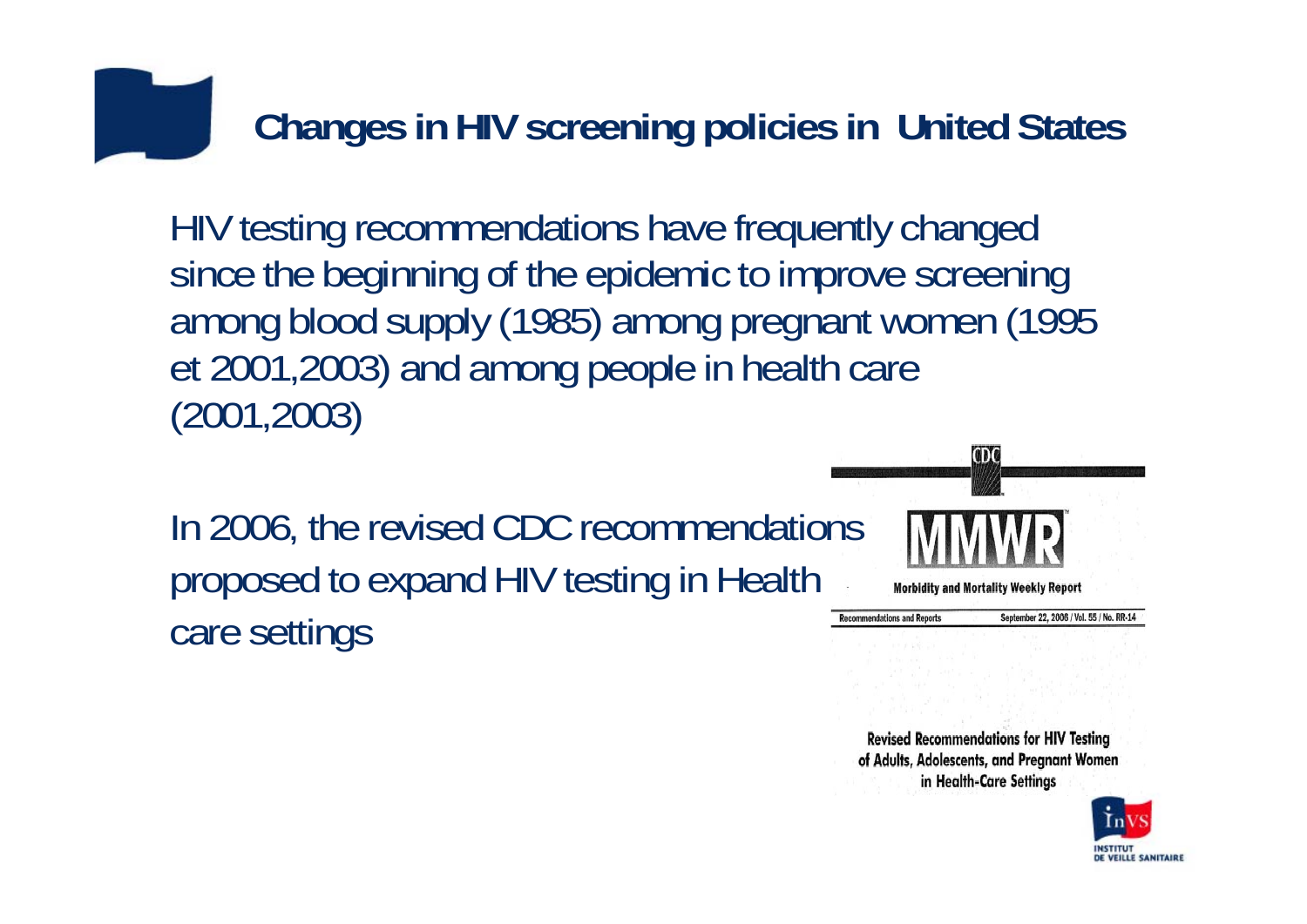# Changes in HIV screening policies in United States

HIV testing recommendations have frequently changed since the beginning of the epidemic to improve screening among blood supply (1985) among pregnant women (1995 et 2001,2003) and among people in health care (2001,2003)

In 2006, the revised CDC recommendations proposed to expand HIV testing in Health care settings

CDC

MMWR

Morbidity and Mortality Weekly Report

Recommendations and Reports September 22, 2006 / Vol. 55 / No. RR-14

Revised Recommendations for HIV Testing of Adults, Adolescents, and Pregnant Women in Health-Care Settings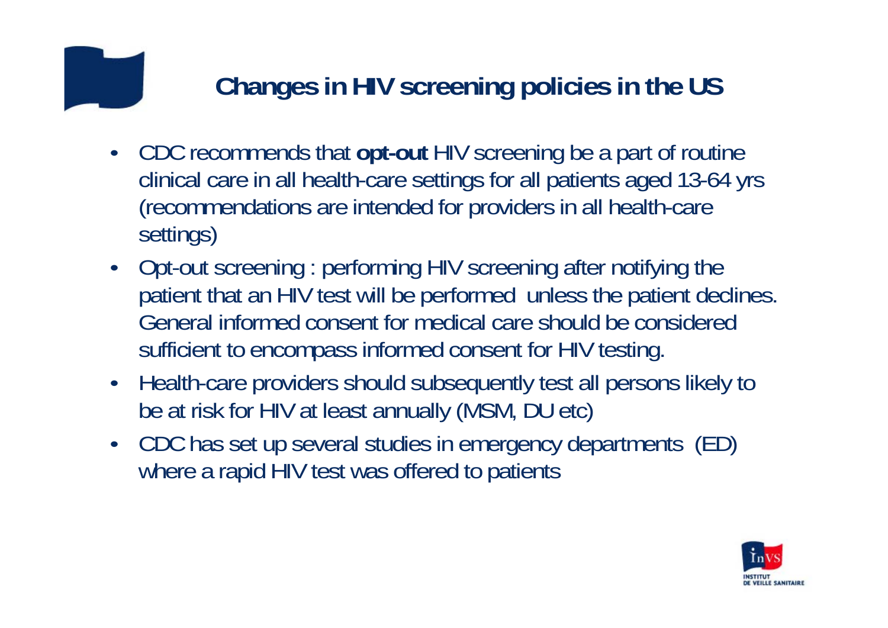# Changes in HIV screening policies in the US

- CDC recommends that **opt-out** HIV screening be a part of routine clinical care in all health-care settings for all patients aged 13-64 yrs (recommendations are intended for providers in all health-care settings)
- Opt-out screening : performing HIV screening after notifying the patient that an HIV test will be performed unless the patient declines. General informed consent for medical care should be considered sufficient to encompass informed consent for HIV testing.
- Health-care providers should subsequently test all persons likely to be at risk for HIV at least annually (MSM, DU etc)
- CDC has set up several studies in emergency departments (ED) where a rapid HIV test was offered to patients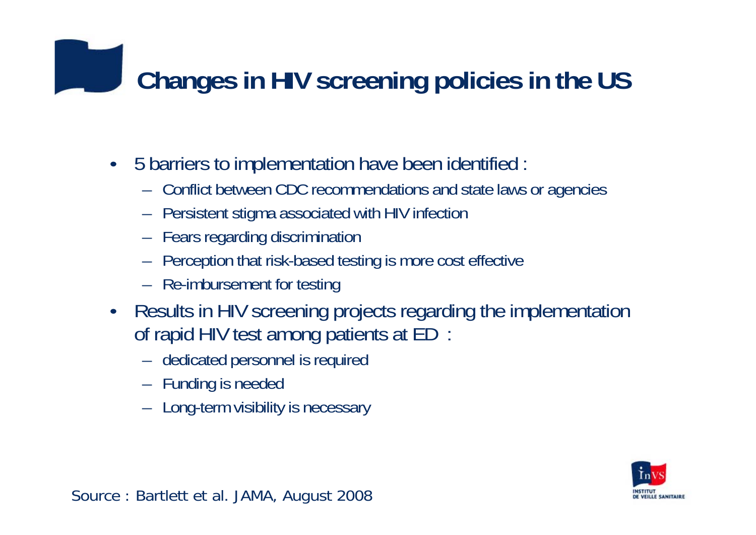# Changes in HIV screening policies in the US

- 5 barriers to implementation have been identified :
  - Conflict between CDC recommendations and state laws or agencies
  - Persistent stigma associated with HIV infection
  - Fears regarding discrimination
  - Perception that risk-based testing is more cost effective
  - Re-imbursement for testing
- Results in HIV screening projects regarding the implementation of rapid HIV test among patients at ED :
  - dedicated personnel is required
  - Funding is needed
  - Long-term visibility is necessary

Source : Bartlett et al. JAMA, August 2008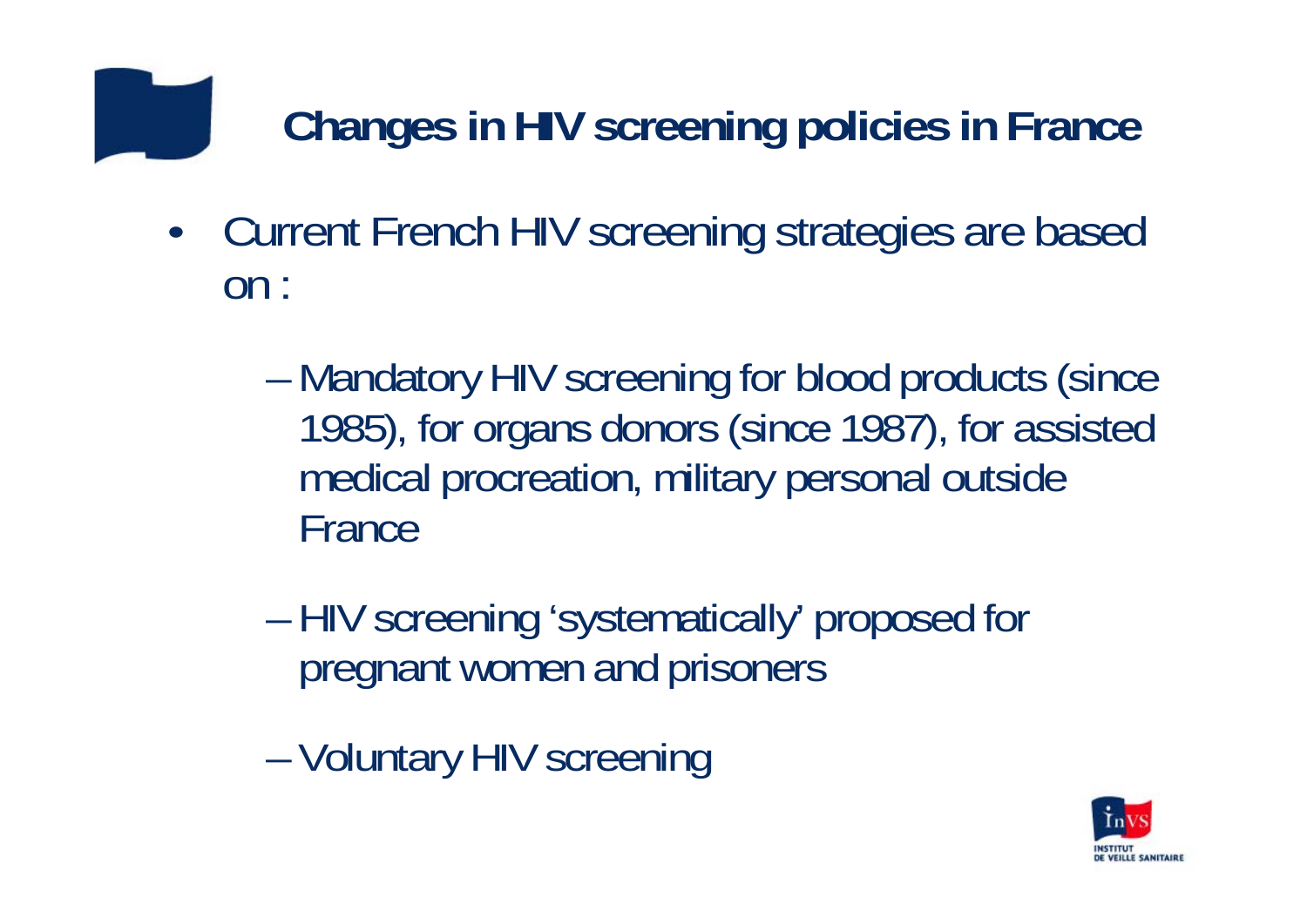# Changes in HIV screening policies in France

- Current French HIV screening strategies are based on :
  - Mandatory HIV screening for blood products (since 1985), for organs donors (since 1987), for assisted medical procreation, military personal outside France
  - HIV screening 'systematically' proposed for pregnant women and prisoners
  - Voluntary HIV screening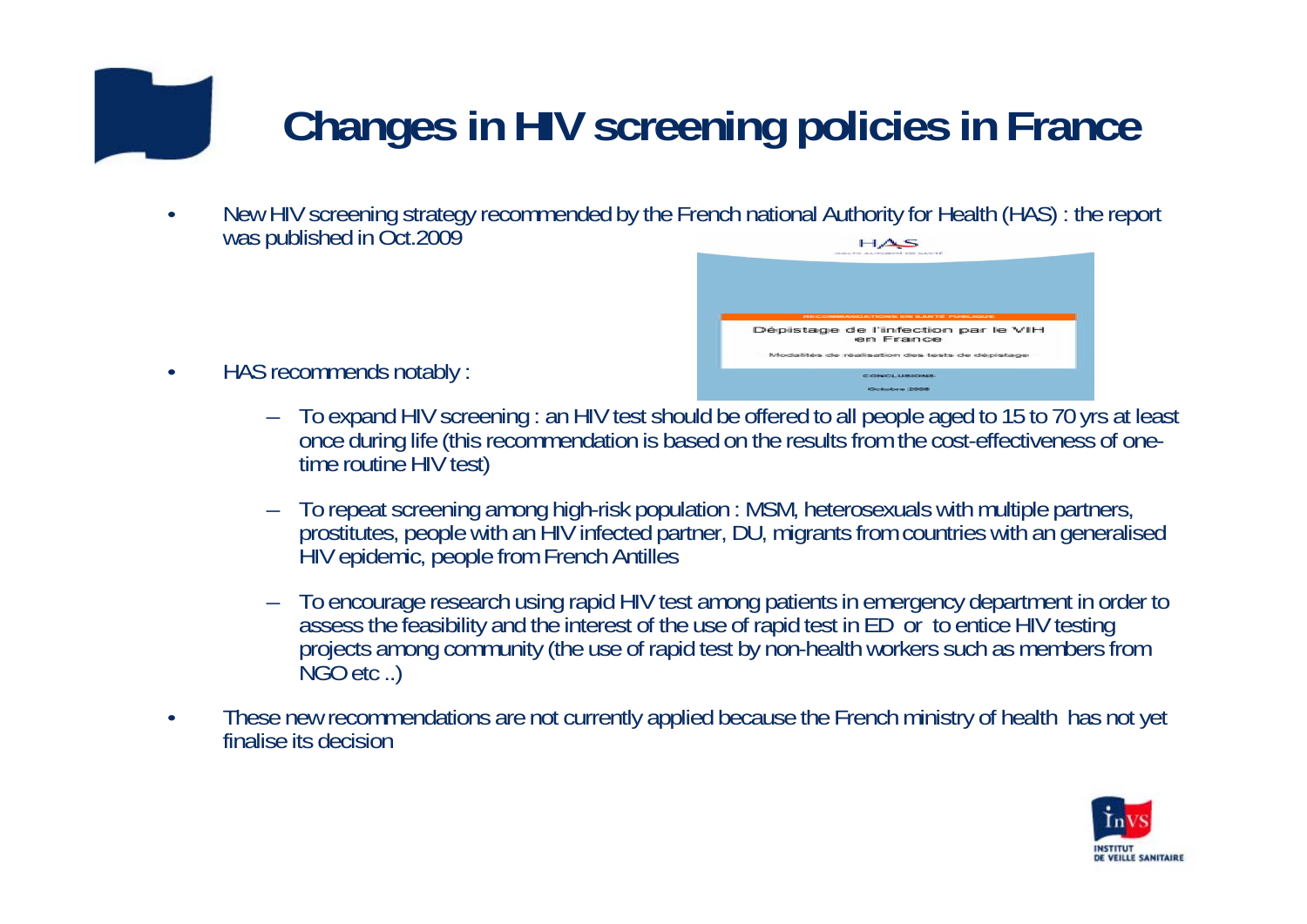# Changes in HIV screening policies in France

- New HIV screening strategy recommended by the French national Authority for Health (HAS) : the report was published in Oct.2009
- HAS recommends notably :
  - To expand HIV screening : an HIV test should be offered to all people aged to 15 to 70 yrs at least once during life (this recommendation is based on the results from the cost-effectiveness of one-time routine HIV test)
  - To repeat screening among high-risk population : MSM, heterosexuals with multiple partners, prostitutes, people with an HIV infected partner, DU, migrants from countries with an generalised HIV epidemic, people from French Antilles
  - To encourage research using rapid HIV test among patients in emergency department in order to assess the feasibility and the interest of the use of rapid test in ED or to entice HIV testing projects among community (the use of rapid test by non-health workers such as members from NGO etc ..)
- These new recommendations are not currently applied because the French ministry of health has not yet finalise its decision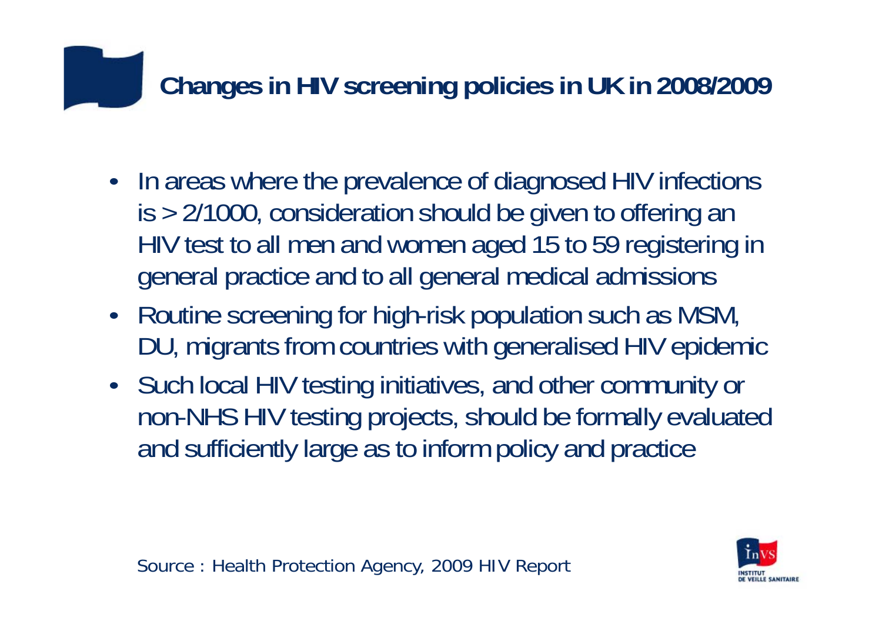## Changes in HIV screening policies in UK in 2008/2009

- In areas where the prevalence of diagnosed HIV infections is > 2/1000, consideration should be given to offering an HIV test to all men and women aged 15 to 59 registering in general practice and to all general medical admissions
- Routine screening for high-risk population such as MSM, DU, migrants from countries with generalised HIV epidemic
- Such local HIV testing initiatives, and other community or non-NHS HIV testing projects, should be formally evaluated and sufficiently large as to inform policy and practice

Source : Health Protection Agency, 2009 HIV Report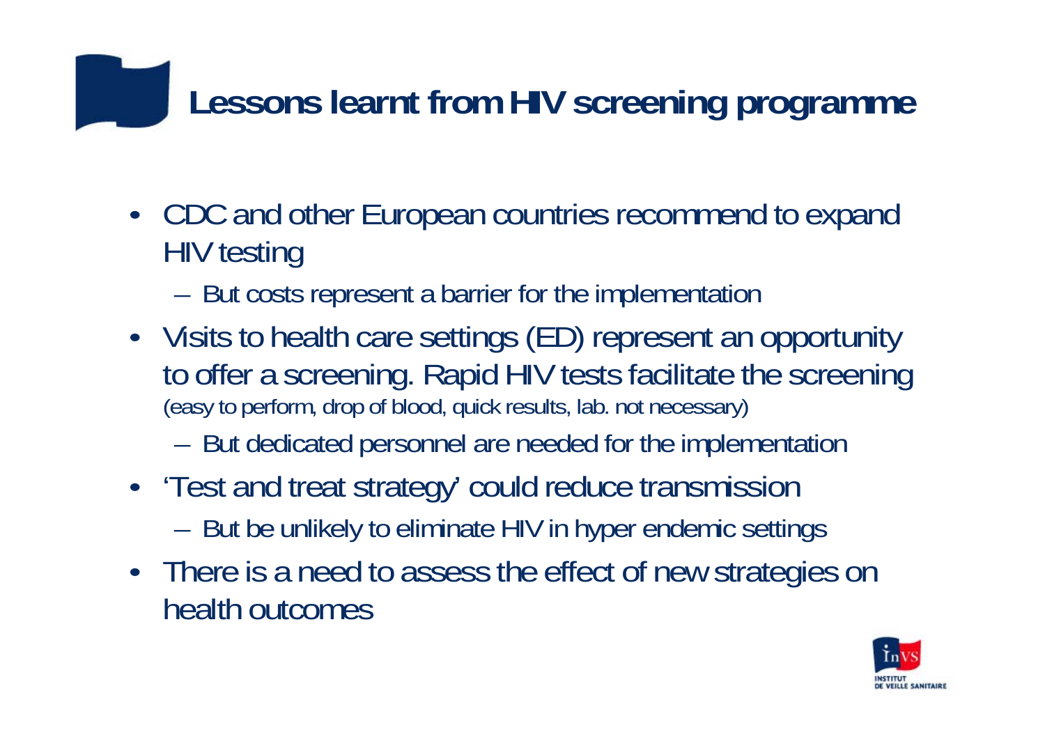# Lessons learnt from HIV screening programme

- CDC and other European countries recommend to expand HIV testing
  - But costs represent a barrier for the implementation
- Visits to health care settings (ED) represent an opportunity to offer a screening. Rapid HIV tests facilitate the screening (easy to perform, drop of blood, quick results, lab. not necessary)
  - But dedicated personnel are needed for the implementation
- 'Test and treat strategy' could reduce transmission
  - But be unlikely to eliminate HIV in hyper endemic settings
- There is a need to assess the effect of new strategies on health outcomes